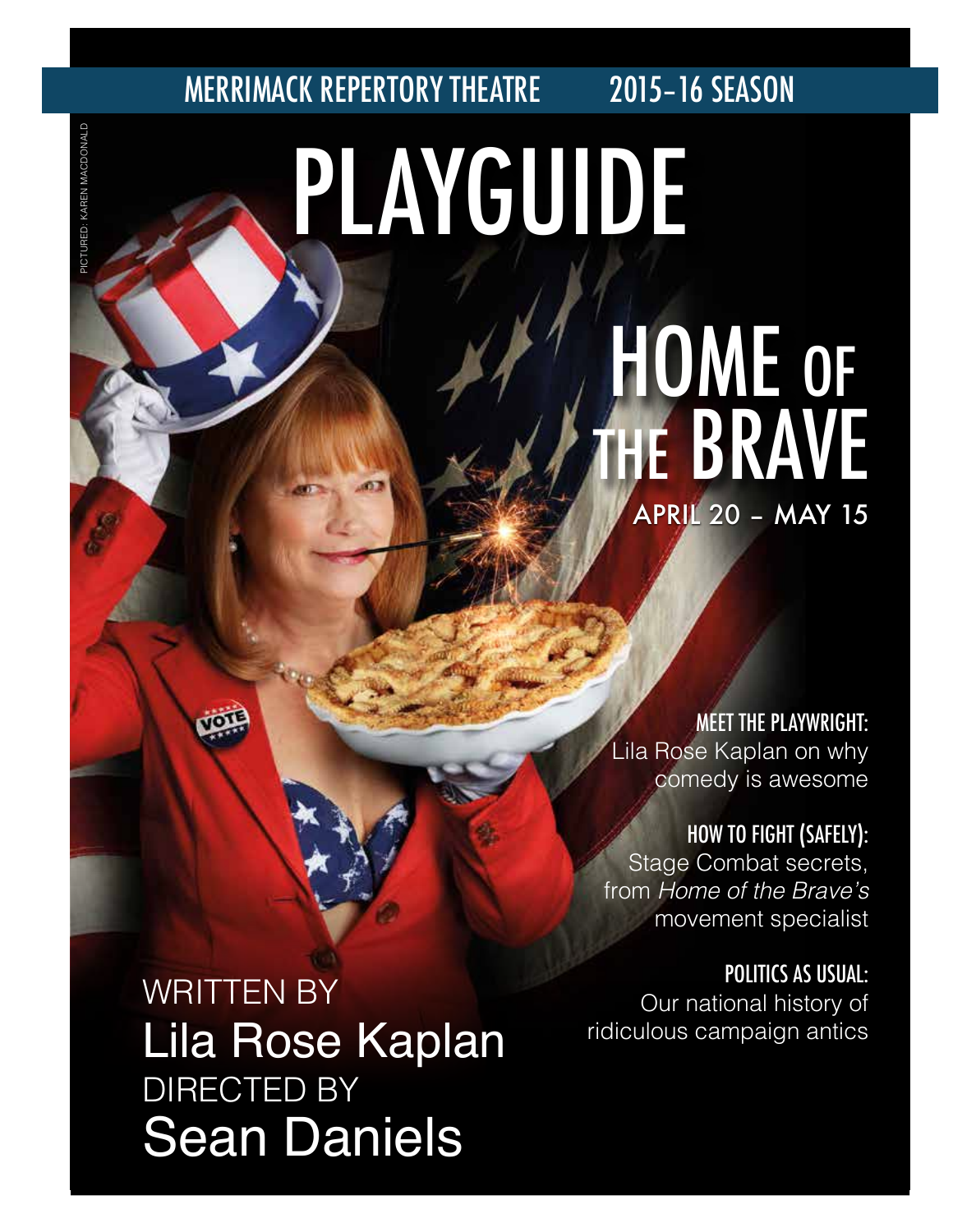MERRIMACK REPERTORY THEATRE 2015-16 SEASON

# PLAYGUIDE

PICTURED: KAREN MACDONALD

## HOME OF THE BRAVE

APRIL 20 – MAY 15

**MEET THE PLAYWRIGHT:**
Lila Rose Kaplan on why comedy is awesome

**HOW TO FIGHT (SAFELY):**
Stage Combat secrets, from *Home of the Brave's* movement specialist

**POLITICS AS USUAL:**
Our national history of ridiculous campaign antics

WRITTEN BY
Lila Rose Kaplan
DIRECTED BY
Sean Daniels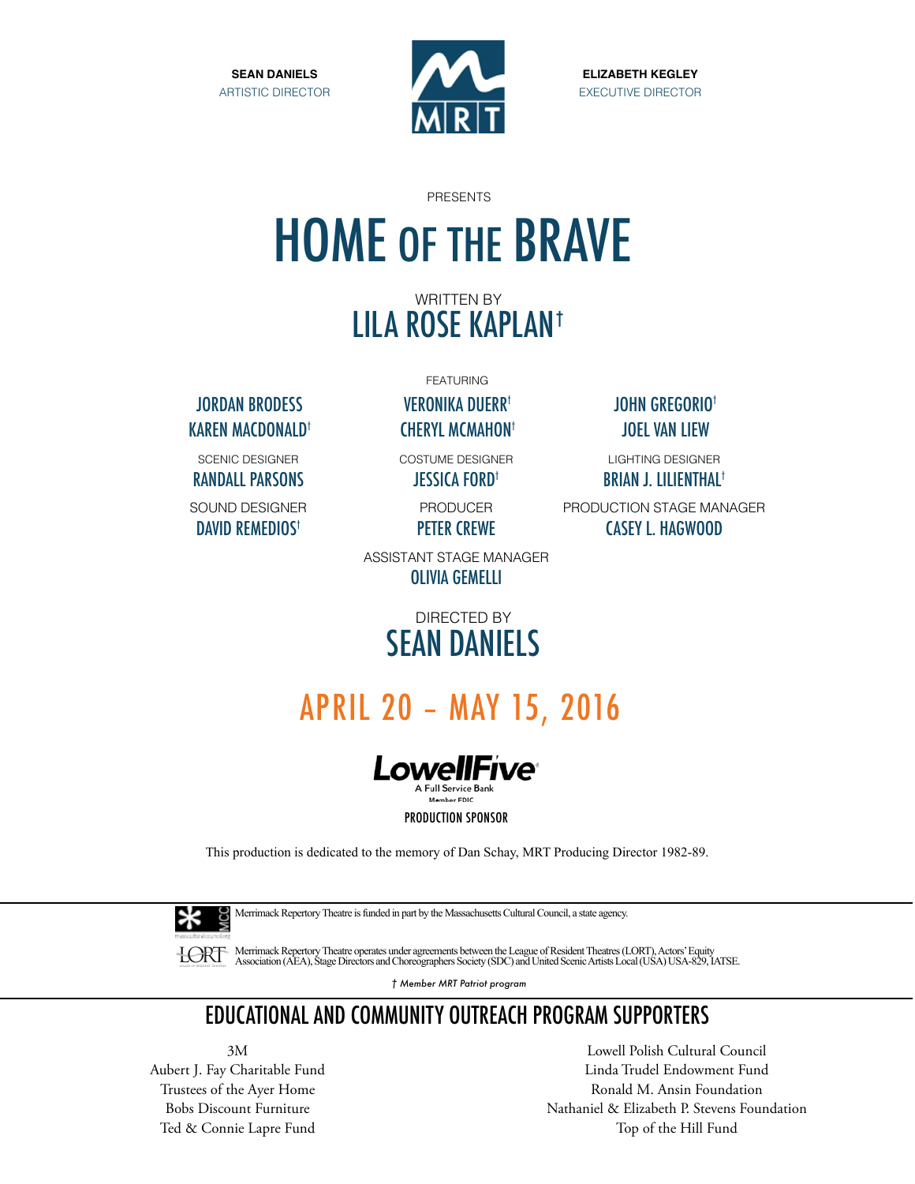**SEAN DANIELS**
ARTISTIC DIRECTOR

**ELIZABETH KEGLEY**
EXECUTIVE DIRECTOR

PRESENTS

# HOME OF THE BRAVE

WRITTEN BY
## LILA ROSE KAPLAN†

FEATURING

JORDAN BRODESS
KAREN MACDONALD†
VERONIKA DUERR†
CHERYL MCMAHON†
JOHN GREGORIO†
JOEL VAN LIEW

SCENIC DESIGNER
RANDALL PARSONS

COSTUME DESIGNER
JESSICA FORD†

LIGHTING DESIGNER
BRIAN J. LILIENTHAL†

SOUND DESIGNER
DAVID REMEDIOS†

PRODUCER
PETER CREWE

PRODUCTION STAGE MANAGER
CASEY L. HAGWOOD

ASSISTANT STAGE MANAGER
OLIVIA GEMELLI

DIRECTED BY
## SEAN DANIELS

## APRIL 20 – MAY 15, 2016

LowellFive
A Full Service Bank
Member FDIC

PRODUCTION SPONSOR

This production is dedicated to the memory of Dan Schay, MRT Producing Director 1982-89.

Merrimack Repertory Theatre is funded in part by the Massachusetts Cultural Council, a state agency.

Merrimack Repertory Theatre operates under agreements between the League of Resident Theatres (LORT), Actors' Equity Association (AEA), Stage Directors and Choreographers Society (SDC) and United Scenic Artists Local (USA) USA-829, IATSE.

*† Member MRT Patriot program*

## EDUCATIONAL AND COMMUNITY OUTREACH PROGRAM SUPPORTERS

3M
Aubert J. Fay Charitable Fund
Trustees of the Ayer Home
Bobs Discount Furniture
Ted & Connie Lapre Fund
Lowell Polish Cultural Council
Linda Trudel Endowment Fund
Ronald M. Ansin Foundation
Nathaniel & Elizabeth P. Stevens Foundation
Top of the Hill Fund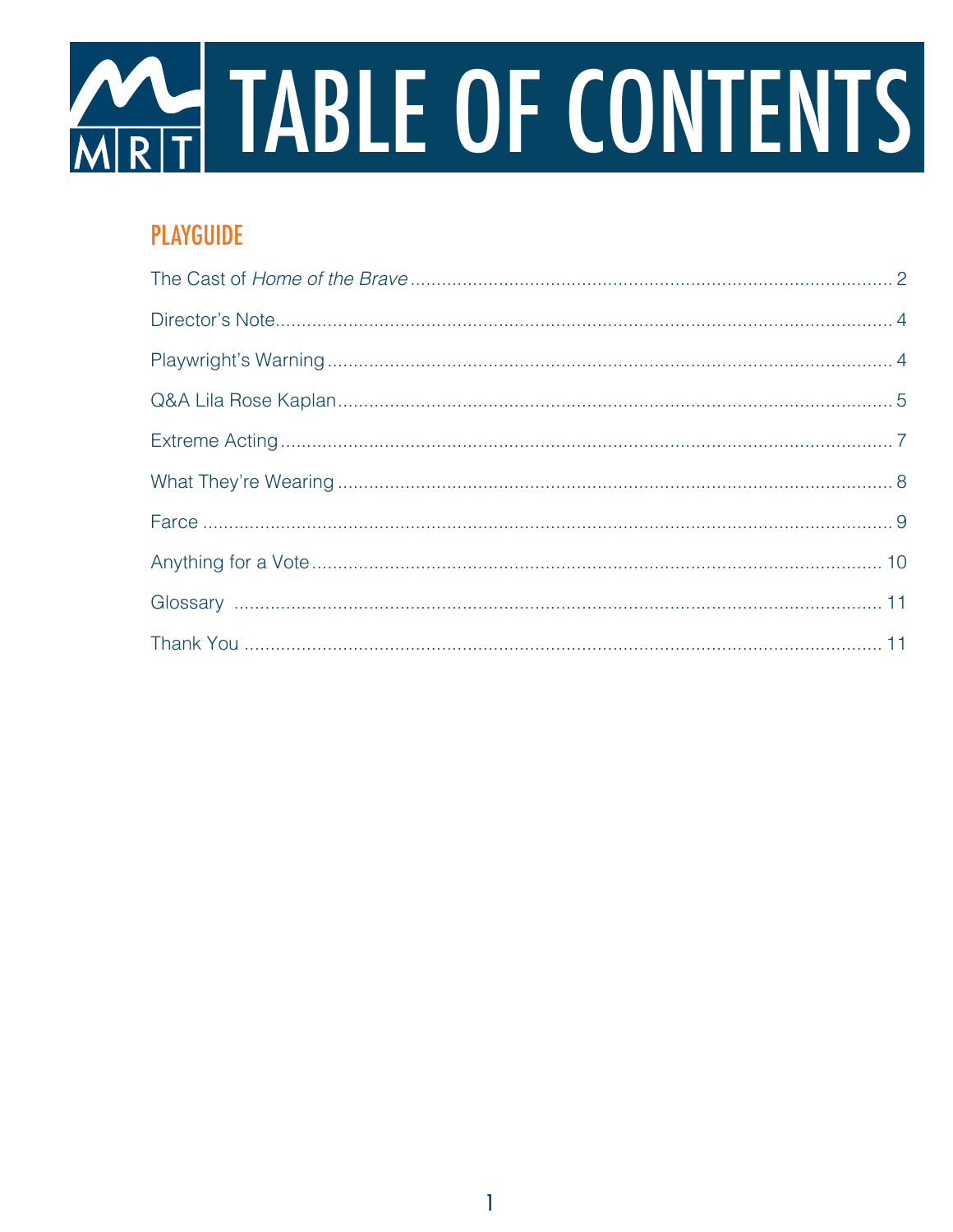# TABLE OF CONTENTS

## PLAYGUIDE

The Cast of *Home of the Brave* ........................................................................................ 2

Director's Note.......................................................................................................... 4

Playwright's Warning ............................................................................................... 4

Q&A Lila Rose Kaplan............................................................................................... 5

Extreme Acting.......................................................................................................... 7

What They're Wearing .............................................................................................. 8

Farce ......................................................................................................................... 9

Anything for a Vote.................................................................................................. 10

Glossary .................................................................................................................. 11

Thank You ............................................................................................................... 11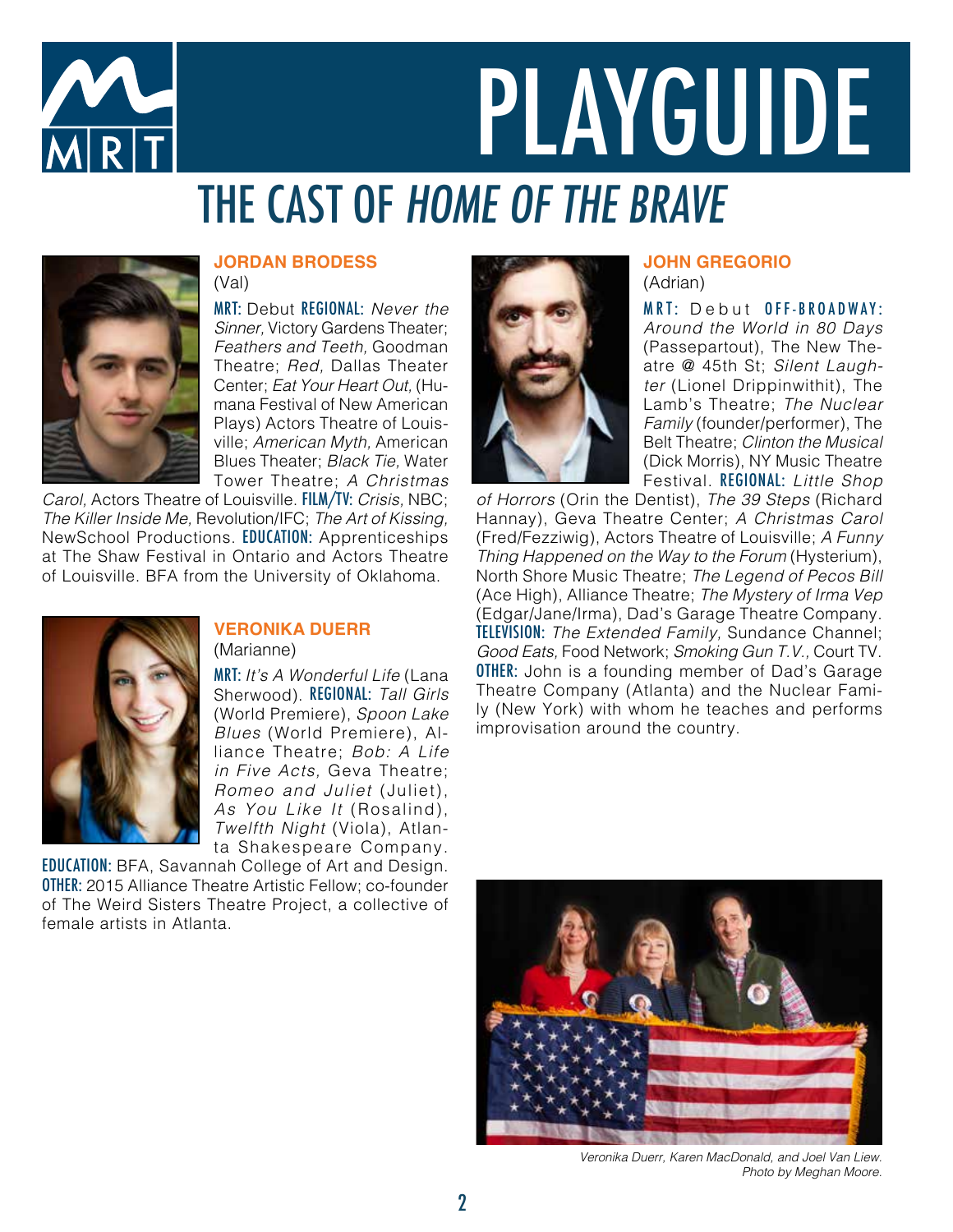# PLAYGUIDE

## THE CAST OF *HOME OF THE BRAVE*

### JORDAN BRODESS
(Val)

**MRT:** Debut **REGIONAL:** *Never the Sinner,* Victory Gardens Theater; *Feathers and Teeth,* Goodman Theatre; *Red,* Dallas Theater Center; *Eat Your Heart Out,* (Humana Festival of New American Plays) Actors Theatre of Louisville; *American Myth,* American Blues Theater; *Black Tie,* Water Tower Theatre; *A Christmas Carol,* Actors Theatre of Louisville. **FILM/TV:** *Crisis*, NBC; *The Killer Inside Me,* Revolution/IFC; *The Art of Kissing,* NewSchool Productions. **EDUCATION:** Apprenticeships at The Shaw Festival in Ontario and Actors Theatre of Louisville. BFA from the University of Oklahoma.

### VERONIKA DUERR
(Marianne)

**MRT:** *It's A Wonderful Life* (Lana Sherwood). **REGIONAL:** *Tall Girls* (World Premiere), *Spoon Lake Blues* (World Premiere), Alliance Theatre; *Bob: A Life in Five Acts,* Geva Theatre; *Romeo and Juliet* (Juliet), *As You Like It* (Rosalind), *Twelfth Night* (Viola), Atlanta Shakespeare Company. **EDUCATION:** BFA, Savannah College of Art and Design. **OTHER:** 2015 Alliance Theatre Artistic Fellow; co-founder of The Weird Sisters Theatre Project, a collective of female artists in Atlanta.

### JOHN GREGORIO
(Adrian)

**MRT:** Debut **OFF-BROADWAY:** *Around the World in 80 Days* (Passepartout), The New Theatre @ 45th St; *Silent Laughter* (Lionel Drippinwithit), The Lamb's Theatre; *The Nuclear Family* (founder/performer), The Belt Theatre; *Clinton the Musical* (Dick Morris), NY Music Theatre Festival. **REGIONAL:** *Little Shop of Horrors* (Orin the Dentist), *The 39 Steps* (Richard Hannay), Geva Theatre Center; *A Christmas Carol* (Fred/Fezziwig), Actors Theatre of Louisville; *A Funny Thing Happened on the Way to the Forum* (Hysterium), North Shore Music Theatre; *The Legend of Pecos Bill* (Ace High), Alliance Theatre; *The Mystery of Irma Vep* (Edgar/Jane/Irma), Dad's Garage Theatre Company. **TELEVISION:** *The Extended Family,* Sundance Channel; *Good Eats,* Food Network; *Smoking Gun T.V.,* Court TV. **OTHER:** John is a founding member of Dad's Garage Theatre Company (Atlanta) and the Nuclear Family (New York) with whom he teaches and performs improvisation around the country.

*Veronika Duerr, Karen MacDonald, and Joel Van Liew. Photo by Meghan Moore.*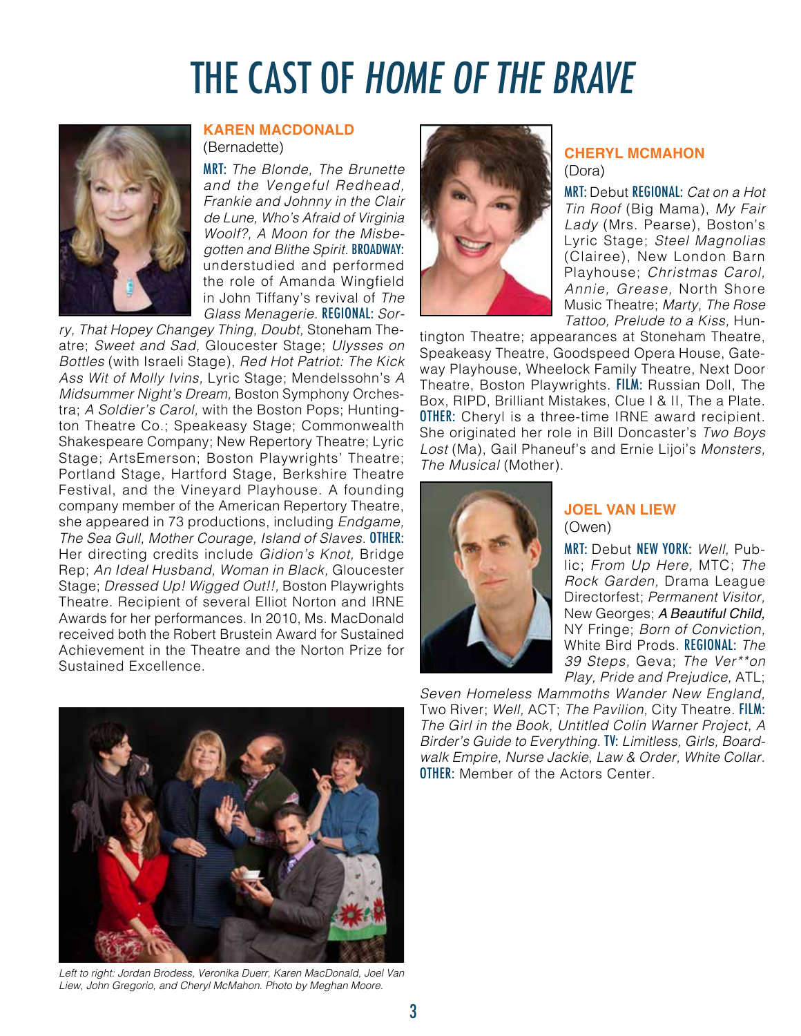# THE CAST OF *HOME OF THE BRAVE*

### KAREN MACDONALD
(Bernadette)

MRT: *The Blonde, The Brunette and the Vengeful Redhead, Frankie and Johnny in the Clair de Lune, Who's Afraid of Virginia Woolf?, A Moon for the Misbegotten and Blithe Spirit.* BROADWAY: understudied and performed the role of Amanda Wingfield in John Tiffany's revival of *The Glass Menagerie.* REGIONAL: *Sorry, That Hopey Changey Thing, Doubt,* Stoneham Theatre; *Sweet and Sad,* Gloucester Stage; *Ulysses on Bottles* (with Israeli Stage), *Red Hot Patriot: The Kick Ass Wit of Molly Ivins,* Lyric Stage; Mendelssohn's *A Midsummer Night's Dream,* Boston Symphony Orchestra; *A Soldier's Carol,* with the Boston Pops; Huntington Theatre Co.; Speakeasy Stage; Commonwealth Shakespeare Company; New Repertory Theatre; Lyric Stage; ArtsEmerson; Boston Playwrights' Theatre; Portland Stage, Hartford Stage, Berkshire Theatre Festival, and the Vineyard Playhouse. A founding company member of the American Repertory Theatre, she appeared in 73 productions, including *Endgame, The Sea Gull, Mother Courage, Island of Slaves.* OTHER: Her directing credits include *Gidion's Knot,* Bridge Rep; *An Ideal Husband, Woman in Black,* Gloucester Stage; *Dressed Up! Wigged Out!!,* Boston Playwrights Theatre. Recipient of several Elliot Norton and IRNE Awards for her performances. In 2010, Ms. MacDonald received both the Robert Brustein Award for Sustained Achievement in the Theatre and the Norton Prize for Sustained Excellence.

*Left to right: Jordan Brodess, Veronika Duerr, Karen MacDonald, Joel Van Liew, John Gregorio, and Cheryl McMahon. Photo by Meghan Moore.*

### CHERYL MCMAHON
(Dora)

MRT: Debut REGIONAL: *Cat on a Hot Tin Roof* (Big Mama), *My Fair Lady* (Mrs. Pearse), Boston's Lyric Stage; *Steel Magnolias* (Clairee), New London Barn Playhouse; *Christmas Carol, Annie, Grease,* North Shore Music Theatre; *Marty, The Rose Tattoo, Prelude to a Kiss,* Huntington Theatre; appearances at Stoneham Theatre, Speakeasy Theatre, Goodspeed Opera House, Gateway Playhouse, Wheelock Family Theatre, Next Door Theatre, Boston Playwrights. FILM: Russian Doll, The Box, RIPD, Brilliant Mistakes, Clue I & II, The a Plate. OTHER: Cheryl is a three-time IRNE award recipient. She originated her role in Bill Doncaster's *Two Boys Lost* (Ma), Gail Phaneuf's and Ernie Lijoi's *Monsters, The Musical* (Mother).

### JOEL VAN LIEW
(Owen)

MRT: Debut NEW YORK: *Well,* Public; *From Up Here,* MTC; *The Rock Garden,* Drama League Directorfest; *Permanent Visitor,* New Georges; *A Beautiful Child,* NY Fringe; *Born of Conviction,* White Bird Prods. REGIONAL: *The 39 Steps,* Geva; *The Ver**on Play, Pride and Prejudice,* ATL; *Seven Homeless Mammoths Wander New England,* Two River; *Well,* ACT; *The Pavilion,* City Theatre. FILM: *The Girl in the Book, Untitled Colin Warner Project, A Birder's Guide to Everything.* TV: *Limitless, Girls, Boardwalk Empire, Nurse Jackie, Law & Order, White Collar.* OTHER: Member of the Actors Center.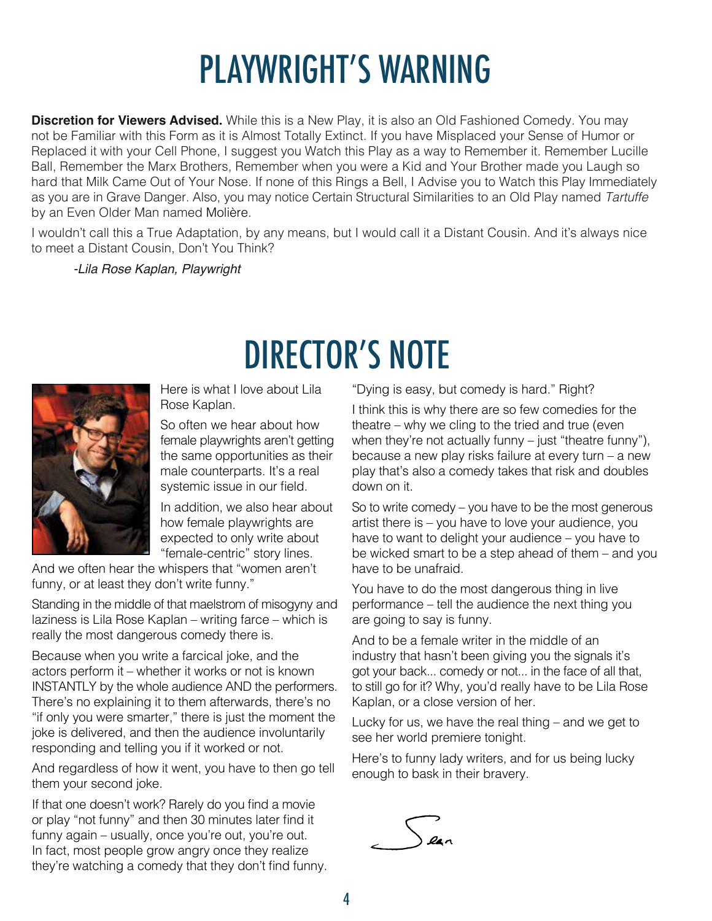# PLAYWRIGHT'S WARNING

**Discretion for Viewers Advised.** While this is a New Play, it is also an Old Fashioned Comedy. You may not be Familiar with this Form as it is Almost Totally Extinct. If you have Misplaced your Sense of Humor or Replaced it with your Cell Phone, I suggest you Watch this Play as a way to Remember it. Remember Lucille Ball, Remember the Marx Brothers, Remember when you were a Kid and Your Brother made you Laugh so hard that Milk Came Out of Your Nose. If none of this Rings a Bell, I Advise you to Watch this Play Immediately as you are in Grave Danger. Also, you may notice Certain Structural Similarities to an Old Play named *Tartuffe* by an Even Older Man named Molière.

I wouldn't call this a True Adaptation, by any means, but I would call it a Distant Cousin. And it's always nice to meet a Distant Cousin, Don't You Think?

*-Lila Rose Kaplan, Playwright*

# DIRECTOR'S NOTE

Here is what I love about Lila Rose Kaplan.

So often we hear about how female playwrights aren't getting the same opportunities as their male counterparts. It's a real systemic issue in our field.

In addition, we also hear about how female playwrights are expected to only write about "female-centric" story lines. And we often hear the whispers that "women aren't funny, or at least they don't write funny."

Standing in the middle of that maelstrom of misogyny and laziness is Lila Rose Kaplan – writing farce – which is really the most dangerous comedy there is.

Because when you write a farcical joke, and the actors perform it – whether it works or not is known INSTANTLY by the whole audience AND the performers. There's no explaining it to them afterwards, there's no "if only you were smarter," there is just the moment the joke is delivered, and then the audience involuntarily responding and telling you if it worked or not.

And regardless of how it went, you have to then go tell them your second joke.

If that one doesn't work? Rarely do you find a movie or play "not funny" and then 30 minutes later find it funny again – usually, once you're out, you're out. In fact, most people grow angry once they realize they're watching a comedy that they don't find funny.

"Dying is easy, but comedy is hard." Right?

I think this is why there are so few comedies for the theatre – why we cling to the tried and true (even when they're not actually funny – just "theatre funny"), because a new play risks failure at every turn – a new play that's also a comedy takes that risk and doubles down on it.

So to write comedy – you have to be the most generous artist there is – you have to love your audience, you have to want to delight your audience – you have to be wicked smart to be a step ahead of them – and you have to be unafraid.

You have to do the most dangerous thing in live performance – tell the audience the next thing you are going to say is funny.

And to be a female writer in the middle of an industry that hasn't been giving you the signals it's got your back... comedy or not... in the face of all that, to still go for it? Why, you'd really have to be Lila Rose Kaplan, or a close version of her.

Lucky for us, we have the real thing – and we get to see her world premiere tonight.

Here's to funny lady writers, and for us being lucky enough to bask in their bravery.

Sean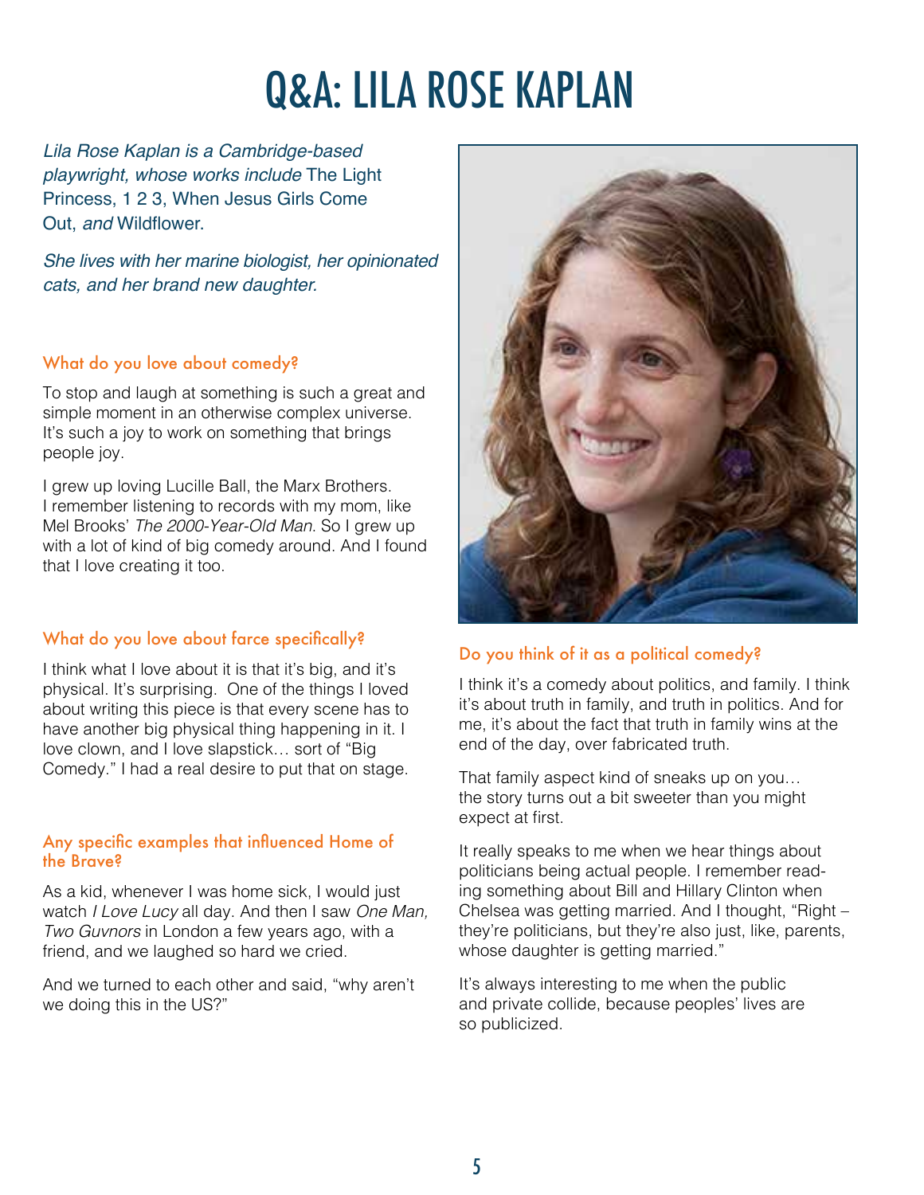# Q&A: LILA ROSE KAPLAN

*Lila Rose Kaplan is a Cambridge-based playwright, whose works include* The Light Princess, 1 2 3, When Jesus Girls Come Out, *and* Wildflower.

*She lives with her marine biologist, her opinionated cats, and her brand new daughter.*

### What do you love about comedy?

To stop and laugh at something is such a great and simple moment in an otherwise complex universe. It's such a joy to work on something that brings people joy.

I grew up loving Lucille Ball, the Marx Brothers. I remember listening to records with my mom, like Mel Brooks' *The 2000-Year-Old Man*. So I grew up with a lot of kind of big comedy around. And I found that I love creating it too.

### What do you love about farce specifically?

I think what I love about it is that it's big, and it's physical. It's surprising. One of the things I loved about writing this piece is that every scene has to have another big physical thing happening in it. I love clown, and I love slapstick… sort of "Big Comedy." I had a real desire to put that on stage.

### Any specific examples that influenced Home of the Brave?

As a kid, whenever I was home sick, I would just watch *I Love Lucy* all day. And then I saw *One Man, Two Guvnors* in London a few years ago, with a friend, and we laughed so hard we cried.

And we turned to each other and said, "why aren't we doing this in the US?"

### Do you think of it as a political comedy?

I think it's a comedy about politics, and family. I think it's about truth in family, and truth in politics. And for me, it's about the fact that truth in family wins at the end of the day, over fabricated truth.

That family aspect kind of sneaks up on you… the story turns out a bit sweeter than you might expect at first.

It really speaks to me when we hear things about politicians being actual people. I remember reading something about Bill and Hillary Clinton when Chelsea was getting married. And I thought, "Right – they're politicians, but they're also just, like, parents, whose daughter is getting married."

It's always interesting to me when the public and private collide, because peoples' lives are so publicized.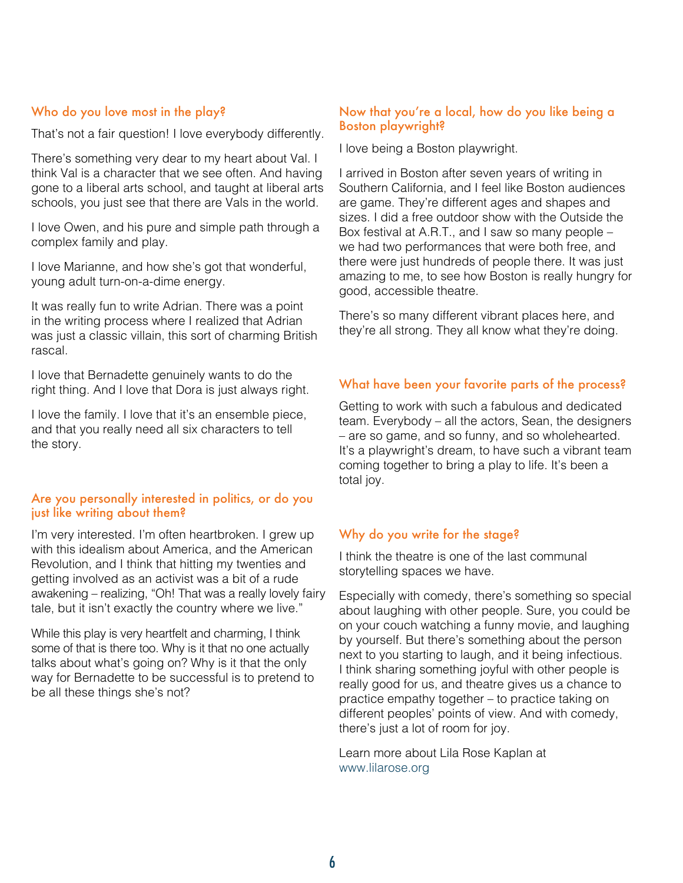### Who do you love most in the play?

That's not a fair question! I love everybody differently.

There's something very dear to my heart about Val. I think Val is a character that we see often. And having gone to a liberal arts school, and taught at liberal arts schools, you just see that there are Vals in the world.

I love Owen, and his pure and simple path through a complex family and play.

I love Marianne, and how she's got that wonderful, young adult turn-on-a-dime energy.

It was really fun to write Adrian. There was a point in the writing process where I realized that Adrian was just a classic villain, this sort of charming British rascal.

I love that Bernadette genuinely wants to do the right thing. And I love that Dora is just always right.

I love the family. I love that it's an ensemble piece, and that you really need all six characters to tell the story.

### Are you personally interested in politics, or do you just like writing about them?

I'm very interested. I'm often heartbroken. I grew up with this idealism about America, and the American Revolution, and I think that hitting my twenties and getting involved as an activist was a bit of a rude awakening – realizing, "Oh! That was a really lovely fairy tale, but it isn't exactly the country where we live."

While this play is very heartfelt and charming, I think some of that is there too. Why is it that no one actually talks about what's going on? Why is it that the only way for Bernadette to be successful is to pretend to be all these things she's not?

### Now that you're a local, how do you like being a Boston playwright?

I love being a Boston playwright.

I arrived in Boston after seven years of writing in Southern California, and I feel like Boston audiences are game. They're different ages and shapes and sizes. I did a free outdoor show with the Outside the Box festival at A.R.T., and I saw so many people – we had two performances that were both free, and there were just hundreds of people there. It was just amazing to me, to see how Boston is really hungry for good, accessible theatre.

There's so many different vibrant places here, and they're all strong. They all know what they're doing.

### What have been your favorite parts of the process?

Getting to work with such a fabulous and dedicated team. Everybody – all the actors, Sean, the designers – are so game, and so funny, and so wholehearted. It's a playwright's dream, to have such a vibrant team coming together to bring a play to life. It's been a total joy.

### Why do you write for the stage?

I think the theatre is one of the last communal storytelling spaces we have.

Especially with comedy, there's something so special about laughing with other people. Sure, you could be on your couch watching a funny movie, and laughing by yourself. But there's something about the person next to you starting to laugh, and it being infectious. I think sharing something joyful with other people is really good for us, and theatre gives us a chance to practice empathy together – to practice taking on different peoples' points of view. And with comedy, there's just a lot of room for joy.

Learn more about Lila Rose Kaplan at www.lilarose.org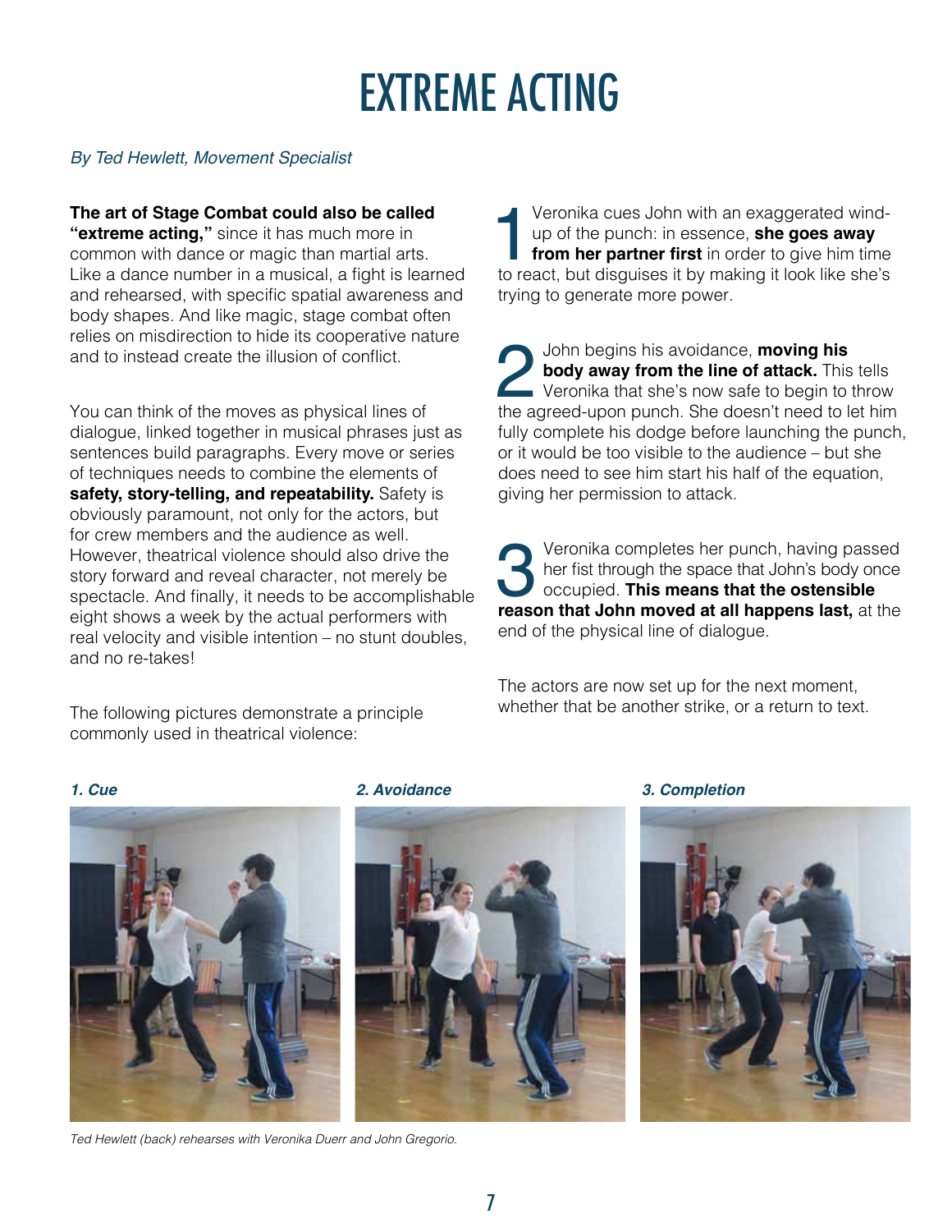# EXTREME ACTING

*By Ted Hewlett, Movement Specialist*

**The art of Stage Combat could also be called "extreme acting,"** since it has much more in common with dance or magic than martial arts. Like a dance number in a musical, a fight is learned and rehearsed, with specific spatial awareness and body shapes. And like magic, stage combat often relies on misdirection to hide its cooperative nature and to instead create the illusion of conflict.

You can think of the moves as physical lines of dialogue, linked together in musical phrases just as sentences build paragraphs. Every move or series of techniques needs to combine the elements of **safety, story-telling, and repeatability.** Safety is obviously paramount, not only for the actors, but for crew members and the audience as well. However, theatrical violence should also drive the story forward and reveal character, not merely be spectacle. And finally, it needs to be accomplishable eight shows a week by the actual performers with real velocity and visible intention – no stunt doubles, and no re-takes!

The following pictures demonstrate a principle commonly used in theatrical violence:

1. Veronika cues John with an exaggerated wind-up of the punch: in essence, **she goes away from her partner first** in order to give him time to react, but disguises it by making it look like she's trying to generate more power.

2. John begins his avoidance, **moving his body away from the line of attack.** This tells Veronika that she's now safe to begin to throw the agreed-upon punch. She doesn't need to let him fully complete his dodge before launching the punch, or it would be too visible to the audience – but she does need to see him start his half of the equation, giving her permission to attack.

3. Veronika completes her punch, having passed her fist through the space that John's body once occupied. **This means that the ostensible reason that John moved at all happens last,** at the end of the physical line of dialogue.

The actors are now set up for the next moment, whether that be another strike, or a return to text.

***1. Cue***

***2. Avoidance***

***3. Completion***

*Ted Hewlett (back) rehearses with Veronika Duerr and John Gregorio.*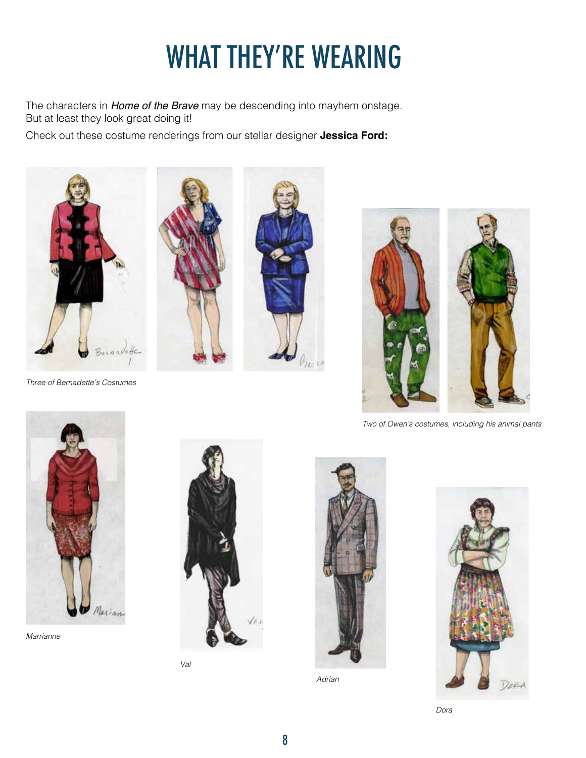# WHAT THEY'RE WEARING

The characters in *Home of the Brave* may be descending into mayhem onstage. But at least they look great doing it!

Check out these costume renderings from our stellar designer **Jessica Ford:**

*Three of Bernadette's Costumes*

*Two of Owen's costumes, including his animal pants*

*Marrianne*

*Val*

*Adrian*

*Dora*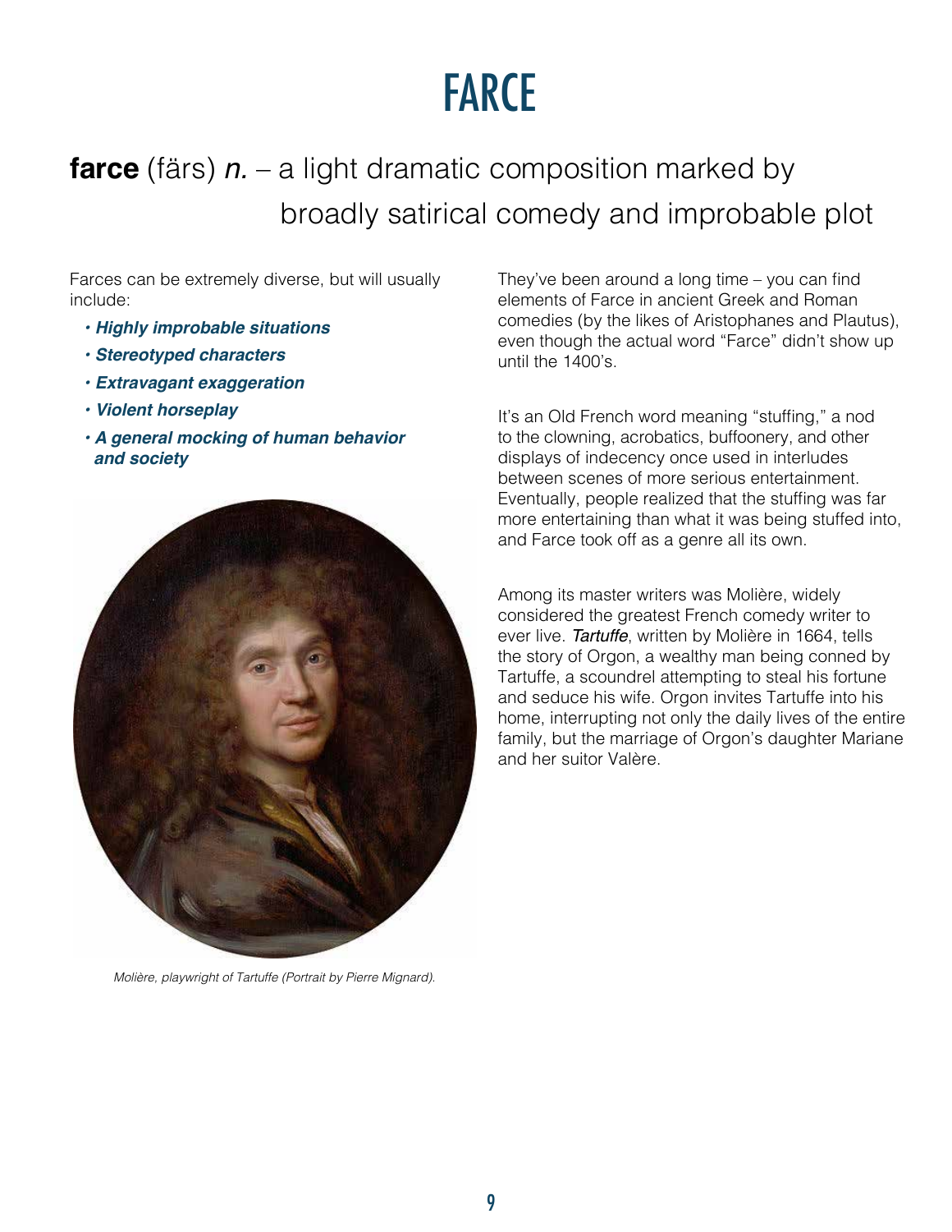# FARCE

**farce** (färs) *n.* – a light dramatic composition marked by broadly satirical comedy and improbable plot

Farces can be extremely diverse, but will usually include:

- ***Highly improbable situations***
- ***Stereotyped characters***
- ***Extravagant exaggeration***
- ***Violent horseplay***
- ***A general mocking of human behavior and society***

*Molière, playwright of Tartuffe (Portrait by Pierre Mignard).*

They've been around a long time – you can find elements of Farce in ancient Greek and Roman comedies (by the likes of Aristophanes and Plautus), even though the actual word "Farce" didn't show up until the 1400's.

It's an Old French word meaning "stuffing," a nod to the clowning, acrobatics, buffoonery, and other displays of indecency once used in interludes between scenes of more serious entertainment. Eventually, people realized that the stuffing was far more entertaining than what it was being stuffed into, and Farce took off as a genre all its own.

Among its master writers was Molière, widely considered the greatest French comedy writer to ever live. *Tartuffe*, written by Molière in 1664, tells the story of Orgon, a wealthy man being conned by Tartuffe, a scoundrel attempting to steal his fortune and seduce his wife. Orgon invites Tartuffe into his home, interrupting not only the daily lives of the entire family, but the marriage of Orgon's daughter Mariane and her suitor Valère.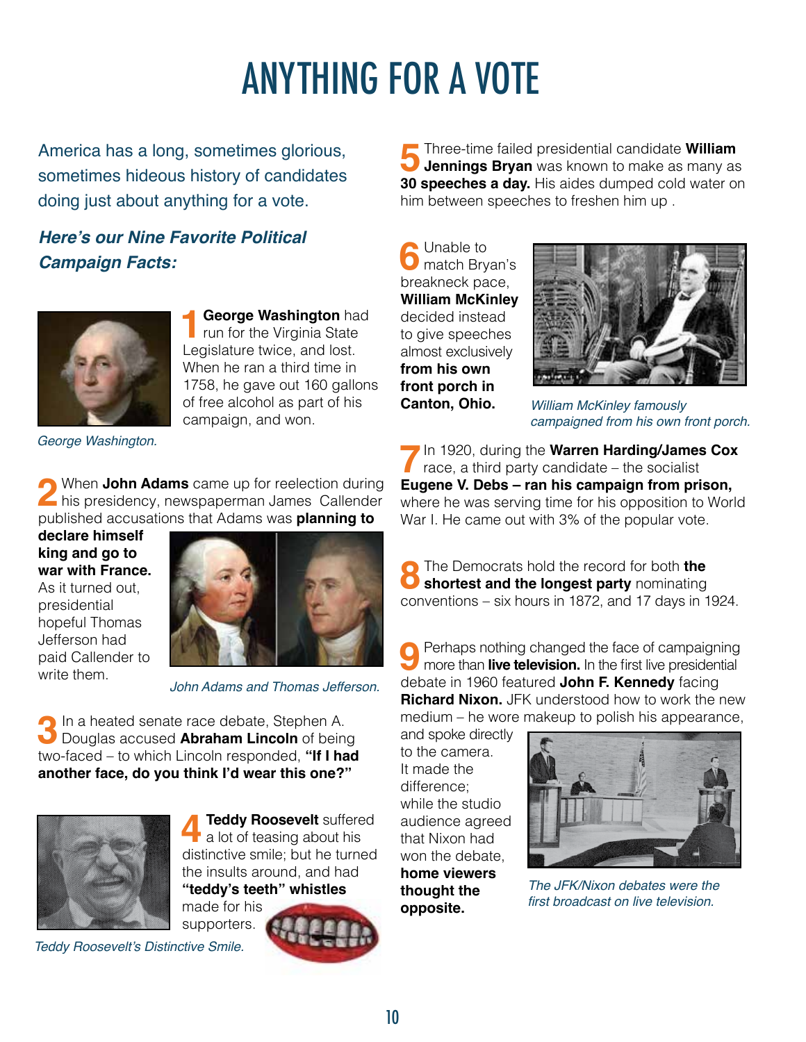# ANYTHING FOR A VOTE

America has a long, sometimes glorious, sometimes hideous history of candidates doing just about anything for a vote.

***Here's our Nine Favorite Political Campaign Facts:***

**1** **George Washington** had run for the Virginia State Legislature twice, and lost. When he ran a third time in 1758, he gave out 160 gallons of free alcohol as part of his campaign, and won.

*George Washington.*

**2** When **John Adams** came up for reelection during his presidency, newspaperman James Callender published accusations that Adams was **planning to declare himself king and go to war with France.** As it turned out, presidential hopeful Thomas Jefferson had paid Callender to write them.

*John Adams and Thomas Jefferson.*

**3** In a heated senate race debate, Stephen A. Douglas accused **Abraham Lincoln** of being two-faced – to which Lincoln responded, **"If I had another face, do you think I'd wear this one?"**

**4** **Teddy Roosevelt** suffered a lot of teasing about his distinctive smile; but he turned the insults around, and had **"teddy's teeth" whistles** made for his supporters.

*Teddy Roosevelt's Distinctive Smile.*

**5** Three-time failed presidential candidate **William Jennings Bryan** was known to make as many as **30 speeches a day.** His aides dumped cold water on him between speeches to freshen him up .

**6** Unable to match Bryan's breakneck pace, **William McKinley** decided instead to give speeches almost exclusively **from his own front porch in Canton, Ohio.**

*William McKinley famously campaigned from his own front porch.*

**7** In 1920, during the **Warren Harding/James Cox** race, a third party candidate – the socialist **Eugene V. Debs – ran his campaign from prison,** where he was serving time for his opposition to World War I. He came out with 3% of the popular vote.

**8** The Democrats hold the record for both **the shortest and the longest party** nominating conventions – six hours in 1872, and 17 days in 1924.

**9** Perhaps nothing changed the face of campaigning more than **live television.** In the first live presidential debate in 1960 featured **John F. Kennedy** facing **Richard Nixon.** JFK understood how to work the new medium – he wore makeup to polish his appearance, and spoke directly to the camera. It made the difference; while the studio audience agreed that Nixon had won the debate, **home viewers thought the opposite.**

*The JFK/Nixon debates were the first broadcast on live television.*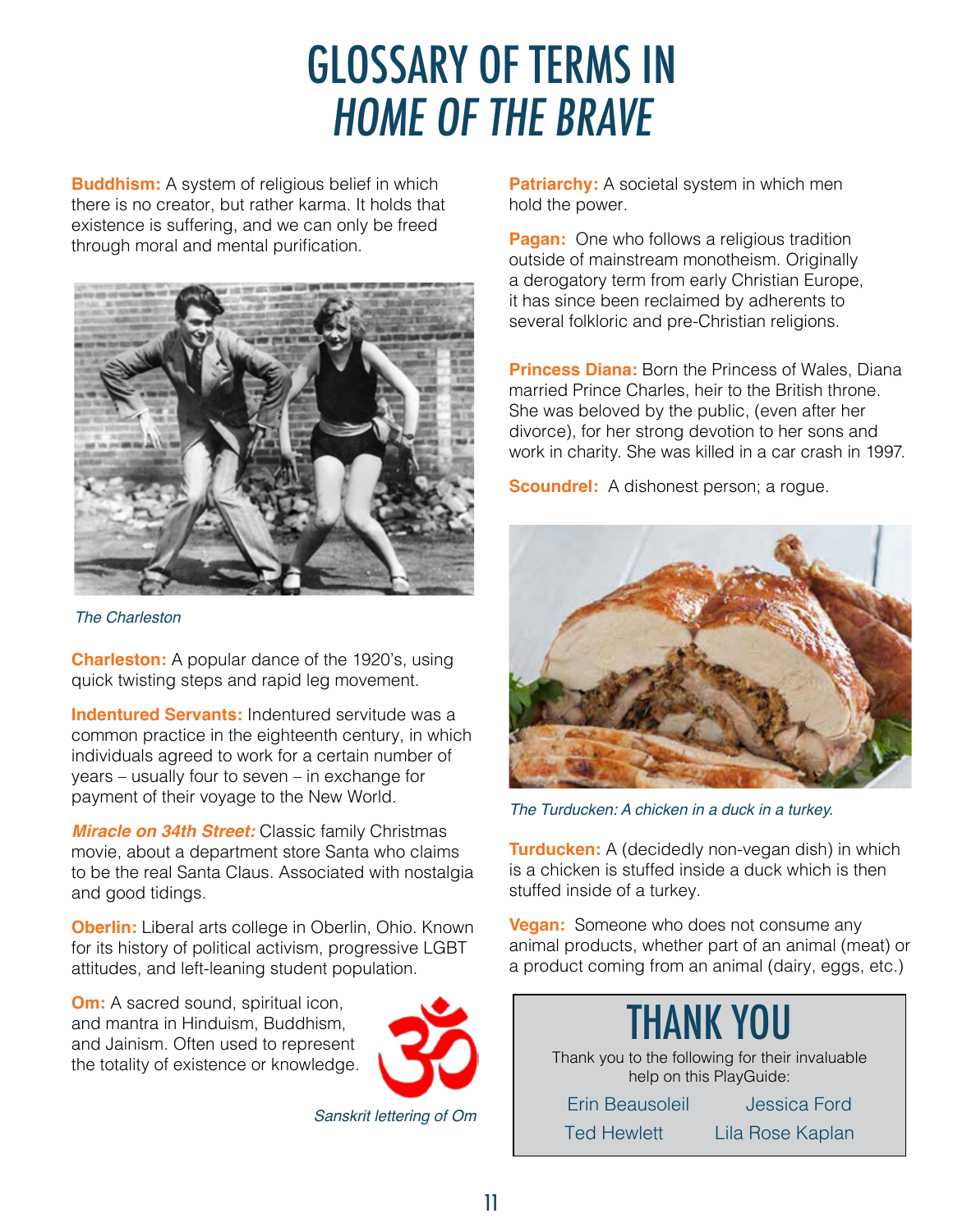# GLOSSARY OF TERMS IN *HOME OF THE BRAVE*

**Buddhism:** A system of religious belief in which there is no creator, but rather karma. It holds that existence is suffering, and we can only be freed through moral and mental purification.

*The Charleston*

**Charleston:** A popular dance of the 1920's, using quick twisting steps and rapid leg movement.

**Indentured Servants:** Indentured servitude was a common practice in the eighteenth century, in which individuals agreed to work for a certain number of years – usually four to seven – in exchange for payment of their voyage to the New World.

***Miracle on 34th Street:*** Classic family Christmas movie, about a department store Santa who claims to be the real Santa Claus. Associated with nostalgia and good tidings.

**Oberlin:** Liberal arts college in Oberlin, Ohio. Known for its history of political activism, progressive LGBT attitudes, and left-leaning student population.

**Om:** A sacred sound, spiritual icon, and mantra in Hinduism, Buddhism, and Jainism. Often used to represent the totality of existence or knowledge.

*Sanskrit lettering of Om*

**Patriarchy:** A societal system in which men hold the power.

**Pagan:** One who follows a religious tradition outside of mainstream monotheism. Originally a derogatory term from early Christian Europe, it has since been reclaimed by adherents to several folkloric and pre-Christian religions.

**Princess Diana:** Born the Princess of Wales, Diana married Prince Charles, heir to the British throne. She was beloved by the public, (even after her divorce), for her strong devotion to her sons and work in charity. She was killed in a car crash in 1997.

**Scoundrel:** A dishonest person; a rogue.

*The Turducken: A chicken in a duck in a turkey.*

**Turducken:** A (decidedly non-vegan dish) in which is a chicken is stuffed inside a duck which is then stuffed inside of a turkey.

**Vegan:** Someone who does not consume any animal products, whether part of an animal (meat) or a product coming from an animal (dairy, eggs, etc.)

## THANK YOU

Thank you to the following for their invaluable help on this PlayGuide:

Erin Beausoleil
Jessica Ford
Ted Hewlett
Lila Rose Kaplan